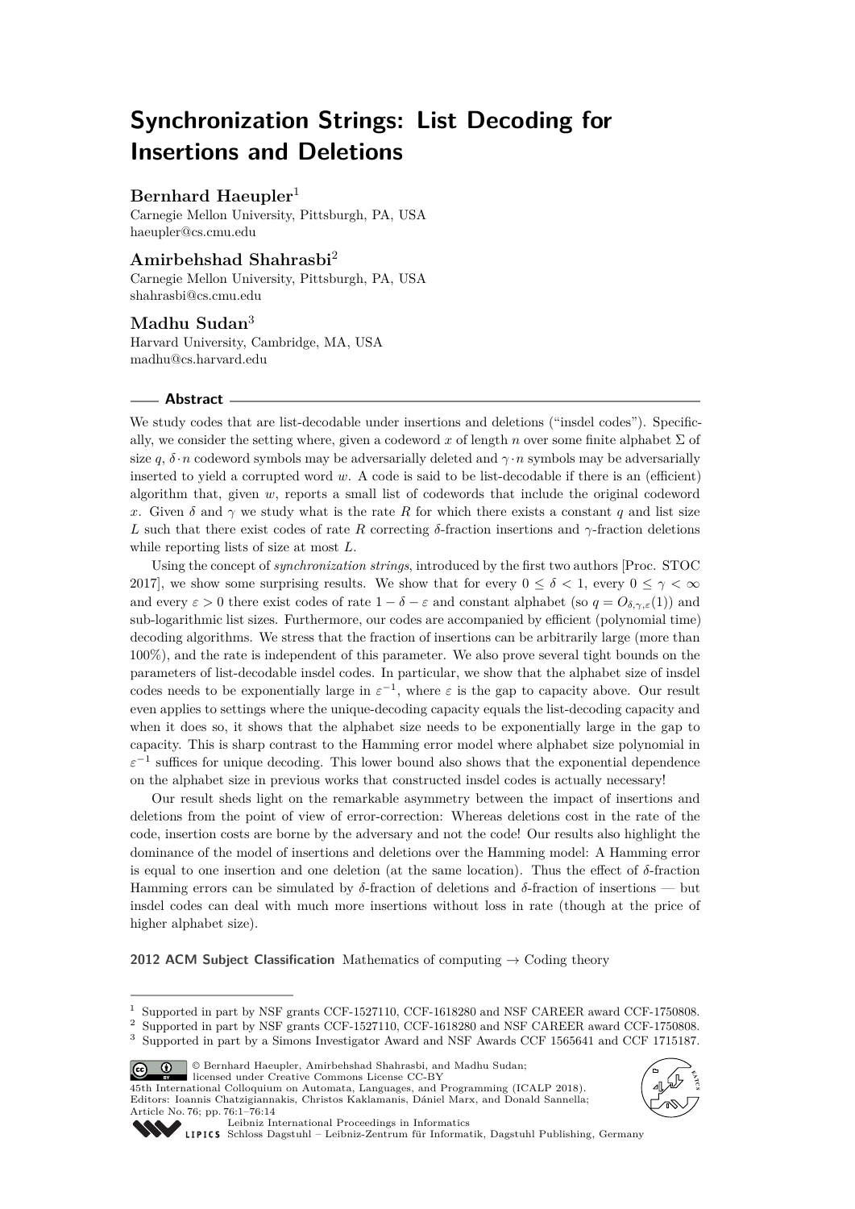# Synchronization Strings: List Decoding for Insertions and Deletions

**Bernhard Haeupler**[1]

Carnegie Mellon University, Pittsburgh, PA, USA
haeupler@cs.cmu.edu

**Amirbehshad Shahrasbi**[2]

Carnegie Mellon University, Pittsburgh, PA, USA
shahrasbi@cs.cmu.edu

**Madhu Sudan**[3]

Harvard University, Cambridge, MA, USA
madhu@cs.harvard.edu

## Abstract

We study codes that are list-decodable under insertions and deletions ("insdel codes"). Specifically, we consider the setting where, given a codeword $x$ of length $n$ over some finite alphabet $\Sigma$ of size $q$, $\delta \cdot n$ codeword symbols may be adversarially deleted and $\gamma \cdot n$ symbols may be adversarially inserted to yield a corrupted word $w$. A code is said to be list-decodable if there is an (efficient) algorithm that, given $w$, reports a small list of codewords that include the original codeword $x$. Given $\delta$ and $\gamma$ we study what is the rate $R$ for which there exists a constant $q$ and list size $L$ such that there exist codes of rate $R$ correcting $\delta$-fraction insertions and $\gamma$-fraction deletions while reporting lists of size at most $L$.

Using the concept of *synchronization strings*, introduced by the first two authors [Proc. STOC 2017], we show some surprising results. We show that for every $0 \leq \delta < 1$, every $0 \leq \gamma < \infty$ and every $\varepsilon > 0$ there exist codes of rate $1 - \delta - \varepsilon$ and constant alphabet (so $q = O_{\delta,\gamma,\varepsilon}(1)$) and sub-logarithmic list sizes. Furthermore, our codes are accompanied by efficient (polynomial time) decoding algorithms. We stress that the fraction of insertions can be arbitrarily large (more than 100%), and the rate is independent of this parameter. We also prove several tight bounds on the parameters of list-decodable insdel codes. In particular, we show that the alphabet size of insdel codes needs to be exponentially large in $\varepsilon^{-1}$, where $\varepsilon$ is the gap to capacity above. Our result even applies to settings where the unique-decoding capacity equals the list-decoding capacity and when it does so, it shows that the alphabet size needs to be exponentially large in the gap to capacity. This is sharp contrast to the Hamming error model where alphabet size polynomial in $\varepsilon^{-1}$ suffices for unique decoding. This lower bound also shows that the exponential dependence on the alphabet size in previous works that constructed insdel codes is actually necessary!

Our result sheds light on the remarkable asymmetry between the impact of insertions and deletions from the point of view of error-correction: Whereas deletions cost in the rate of the code, insertion costs are borne by the adversary and not the code! Our results also highlight the dominance of the model of insertions and deletions over the Hamming model: A Hamming error is equal to one insertion and one deletion (at the same location). Thus the effect of $\delta$-fraction Hamming errors can be simulated by $\delta$-fraction of deletions and $\delta$-fraction of insertions — but insdel codes can deal with much more insertions without loss in rate (though at the price of higher alphabet size).

**2012 ACM Subject Classification** Mathematics of computing → Coding theory

[1] Supported in part by NSF grants CCF-1527110, CCF-1618280 and NSF CAREER award CCF-1750808.
[2] Supported in part by NSF grants CCF-1527110, CCF-1618280 and NSF CAREER award CCF-1750808.
[3] Supported in part by a Simons Investigator Award and NSF Awards CCF 1565641 and CCF 1715187.

© Bernhard Haeupler, Amirbehshad Shahrasbi, and Madhu Sudan;
licensed under Creative Commons License CC-BY
45th International Colloquium on Automata, Languages, and Programming (ICALP 2018).
Editors: Ioannis Chatzigiannakis, Christos Kaklamanis, Dániel Marx, and Donald Sannella;
Article No. 76; pp. 76:1–76:14
Leibniz International Proceedings in Informatics
Schloss Dagstuhl – Leibniz-Zentrum für Informatik, Dagstuhl Publishing, Germany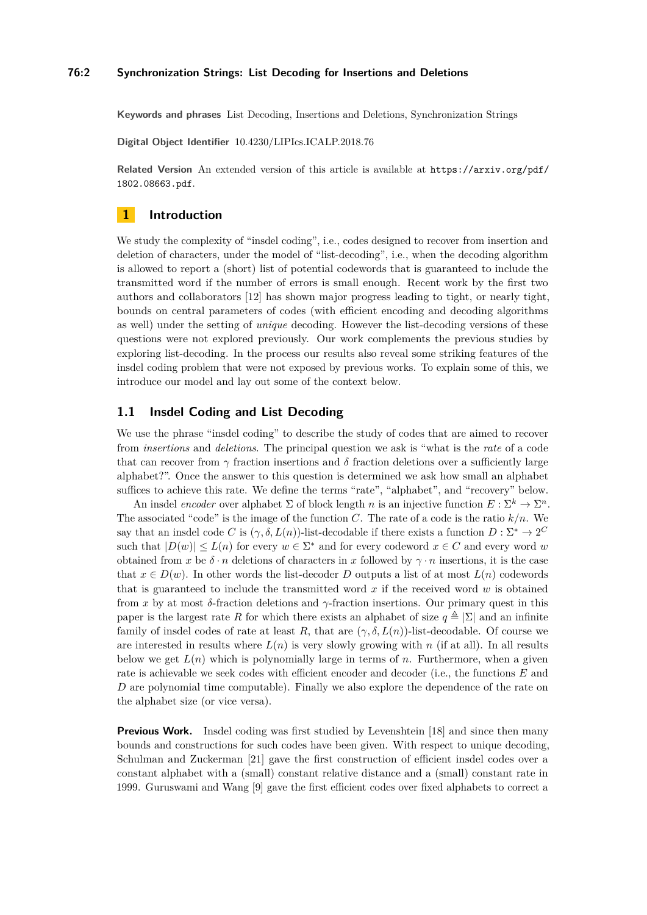**Keywords and phrases** List Decoding, Insertions and Deletions, Synchronization Strings

**Digital Object Identifier** 10.4230/LIPIcs.ICALP.2018.76

**Related Version** An extended version of this article is available at https://arxiv.org/pdf/1802.08663.pdf.

## 1 Introduction

We study the complexity of "insdel coding", i.e., codes designed to recover from insertion and deletion of characters, under the model of "list-decoding", i.e., when the decoding algorithm is allowed to report a (short) list of potential codewords that is guaranteed to include the transmitted word if the number of errors is small enough. Recent work by the first two authors and collaborators [12] has shown major progress leading to tight, or nearly tight, bounds on central parameters of codes (with efficient encoding and decoding algorithms as well) under the setting of *unique* decoding. However the list-decoding versions of these questions were not explored previously. Our work complements the previous studies by exploring list-decoding. In the process our results also reveal some striking features of the insdel coding problem that were not exposed by previous works. To explain some of this, we introduce our model and lay out some of the context below.

### 1.1 Insdel Coding and List Decoding

We use the phrase "insdel coding" to describe the study of codes that are aimed to recover from *insertions* and *deletions*. The principal question we ask is "what is the *rate* of a code that can recover from $\gamma$ fraction insertions and $\delta$ fraction deletions over a sufficiently large alphabet?". Once the answer to this question is determined we ask how small an alphabet suffices to achieve this rate. We define the terms "rate", "alphabet", and "recovery" below.

An insdel *encoder* over alphabet $\Sigma$ of block length $n$ is an injective function $E : \Sigma^k \to \Sigma^n$. The associated "code" is the image of the function $C$. The rate of a code is the ratio $k/n$. We say that an insdel code $C$ is $(\gamma, \delta, L(n))$-list-decodable if there exists a function $D : \Sigma^* \to 2^C$ such that $|D(w)| \le L(n)$ for every $w \in \Sigma^*$ and for every codeword $x \in C$ and every word $w$ obtained from $x$ be $\delta \cdot n$ deletions of characters in $x$ followed by $\gamma \cdot n$ insertions, it is the case that $x \in D(w)$. In other words the list-decoder $D$ outputs a list of at most $L(n)$ codewords that is guaranteed to include the transmitted word $x$ if the received word $w$ is obtained from $x$ by at most $\delta$-fraction deletions and $\gamma$-fraction insertions. Our primary quest in this paper is the largest rate $R$ for which there exists an alphabet of size $q \triangleq |\Sigma|$ and an infinite family of insdel codes of rate at least $R$, that are $(\gamma, \delta, L(n))$-list-decodable. Of course we are interested in results where $L(n)$ is very slowly growing with $n$ (if at all). In all results below we get $L(n)$ which is polynomially large in terms of $n$. Furthermore, when a given rate is achievable we seek codes with efficient encoder and decoder (i.e., the functions $E$ and $D$ are polynomial time computable). Finally we also explore the dependence of the rate on the alphabet size (or vice versa).

**Previous Work.** Insdel coding was first studied by Levenshtein [18] and since then many bounds and constructions for such codes have been given. With respect to unique decoding, Schulman and Zuckerman [21] gave the first construction of efficient insdel codes over a constant alphabet with a (small) constant relative distance and a (small) constant rate in 1999. Guruswami and Wang [9] gave the first efficient codes over fixed alphabets to correct a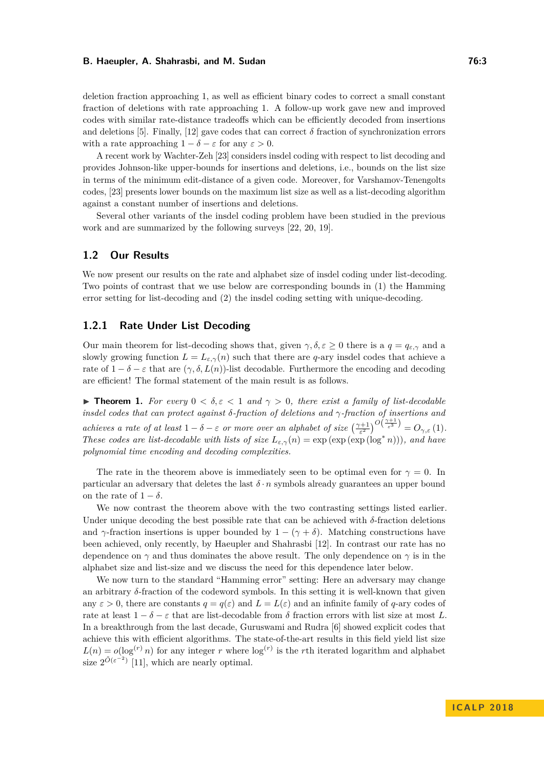deletion fraction approaching 1, as well as efficient binary codes to correct a small constant fraction of deletions with rate approaching 1. A follow-up work gave new and improved codes with similar rate-distance tradeoffs which can be efficiently decoded from insertions and deletions [5]. Finally, [12] gave codes that can correct $\delta$ fraction of synchronization errors with a rate approaching $1 - \delta - \varepsilon$ for any $\varepsilon > 0$.

A recent work by Wachter-Zeh [23] considers insdel coding with respect to list decoding and provides Johnson-like upper-bounds for insertions and deletions, i.e., bounds on the list size in terms of the minimum edit-distance of a given code. Moreover, for Varshamov-Tenengolts codes, [23] presents lower bounds on the maximum list size as well as a list-decoding algorithm against a constant number of insertions and deletions.

Several other variants of the insdel coding problem have been studied in the previous work and are summarized by the following surveys [22, 20, 19].

## 1.2 Our Results

We now present our results on the rate and alphabet size of insdel coding under list-decoding. Two points of contrast that we use below are corresponding bounds in (1) the Hamming error setting for list-decoding and (2) the insdel coding setting with unique-decoding.

### 1.2.1 Rate Under List Decoding

Our main theorem for list-decoding shows that, given $\gamma, \delta, \varepsilon \geq 0$ there is a $q = q_{\varepsilon,\gamma}$ and a slowly growing function $L = L_{\varepsilon,\gamma}(n)$ such that there are $q$-ary insdel codes that achieve a rate of $1 - \delta - \varepsilon$ that are $(\gamma, \delta, L(n))$-list decodable. Furthermore the encoding and decoding are efficient! The formal statement of the main result is as follows.

▶ **Theorem 1.** *For every $0 < \delta, \varepsilon < 1$ and $\gamma > 0$, there exist a family of list-decodable insdel codes that can protect against $\delta$-fraction of deletions and $\gamma$-fraction of insertions and achieves a rate of at least $1 - \delta - \varepsilon$ or more over an alphabet of size $\left(\frac{\gamma+1}{\varepsilon^2}\right)^{O\left(\frac{\gamma+1}{\varepsilon^3}\right)} = O_{\gamma,\varepsilon}(1)$. These codes are list-decodable with lists of size $L_{\varepsilon,\gamma}(n) = \exp(\exp(\exp(\log^* n)))$, and have polynomial time encoding and decoding complexities.*

The rate in the theorem above is immediately seen to be optimal even for $\gamma = 0$. In particular an adversary that deletes the last $\delta \cdot n$ symbols already guarantees an upper bound on the rate of $1 - \delta$.

We now contrast the theorem above with the two contrasting settings listed earlier. Under unique decoding the best possible rate that can be achieved with $\delta$-fraction deletions and $\gamma$-fraction insertions is upper bounded by $1 - (\gamma + \delta)$. Matching constructions have been achieved, only recently, by Haeupler and Shahrasbi [12]. In contrast our rate has no dependence on $\gamma$ and thus dominates the above result. The only dependence on $\gamma$ is in the alphabet size and list-size and we discuss the need for this dependence later below.

We now turn to the standard "Hamming error" setting: Here an adversary may change an arbitrary $\delta$-fraction of the codeword symbols. In this setting it is well-known that given any $\varepsilon > 0$, there are constants $q = q(\varepsilon)$ and $L = L(\varepsilon)$ and an infinite family of $q$-ary codes of rate at least $1 - \delta - \varepsilon$ that are list-decodable from $\delta$ fraction errors with list size at most $L$. In a breakthrough from the last decade, Guruswami and Rudra [6] showed explicit codes that achieve this with efficient algorithms. The state-of-the-art results in this field yield list size $L(n) = o(\log^{(r)} n)$ for any integer $r$ where $\log^{(r)}$ is the $r$th iterated logarithm and alphabet size $2^{\tilde{O}(\varepsilon^{-2})}$ [11], which are nearly optimal.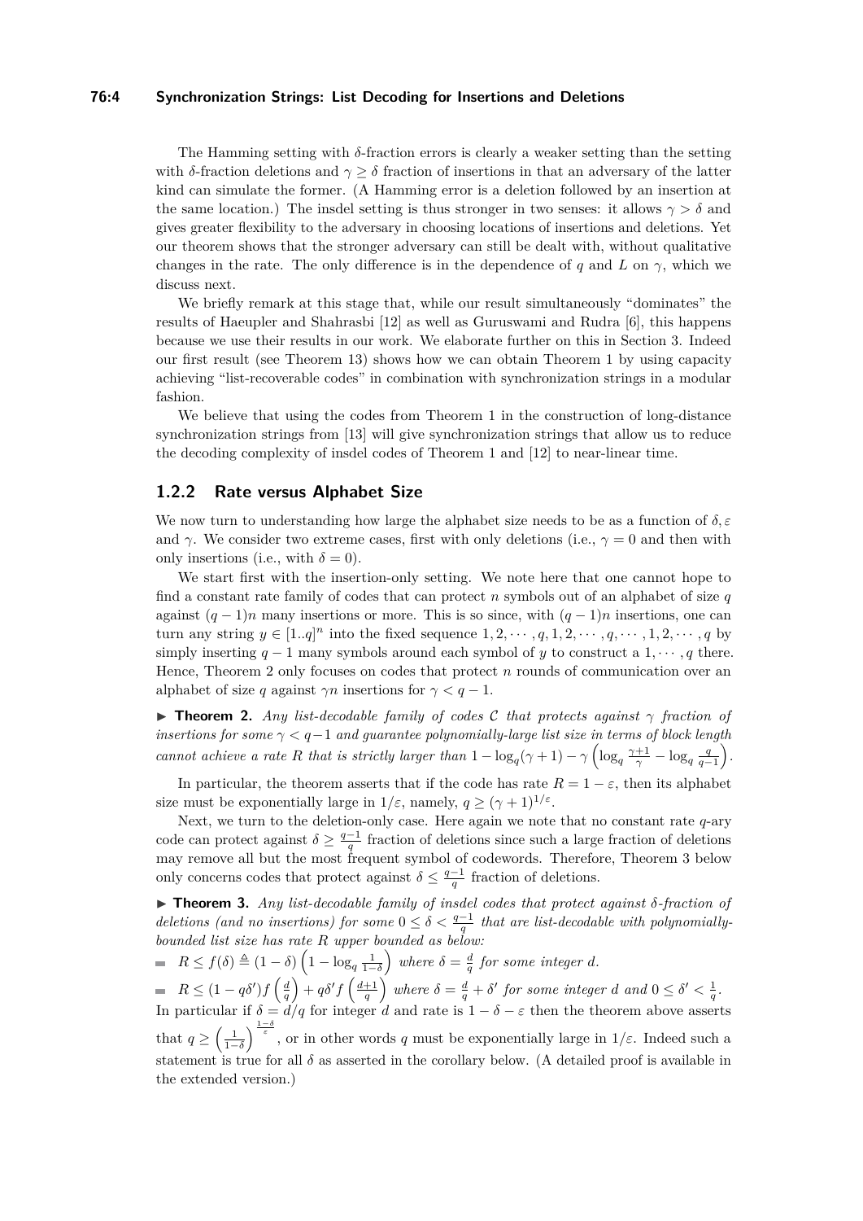The Hamming setting with $\delta$-fraction errors is clearly a weaker setting than the setting with $\delta$-fraction deletions and $\gamma \geq \delta$ fraction of insertions in that an adversary of the latter kind can simulate the former. (A Hamming error is a deletion followed by an insertion at the same location.) The insdel setting is thus stronger in two senses: it allows $\gamma > \delta$ and gives greater flexibility to the adversary in choosing locations of insertions and deletions. Yet our theorem shows that the stronger adversary can still be dealt with, without qualitative changes in the rate. The only difference is in the dependence of $q$ and $L$ on $\gamma$, which we discuss next.

We briefly remark at this stage that, while our result simultaneously "dominates" the results of Haeupler and Shahrasbi [12] as well as Guruswami and Rudra [6], this happens because we use their results in our work. We elaborate further on this in Section 3. Indeed our first result (see Theorem 13) shows how we can obtain Theorem 1 by using capacity achieving "list-recoverable codes" in combination with synchronization strings in a modular fashion.

We believe that using the codes from Theorem 1 in the construction of long-distance synchronization strings from [13] will give synchronization strings that allow us to reduce the decoding complexity of insdel codes of Theorem 1 and [12] to near-linear time.

### 1.2.2 Rate versus Alphabet Size

We now turn to understanding how large the alphabet size needs to be as a function of $\delta, \varepsilon$ and $\gamma$. We consider two extreme cases, first with only deletions (i.e., $\gamma = 0$ and then with only insertions (i.e., with $\delta = 0$).

We start first with the insertion-only setting. We note here that one cannot hope to find a constant rate family of codes that can protect $n$ symbols out of an alphabet of size $q$ against $(q-1)n$ many insertions or more. This is so since, with $(q-1)n$ insertions, one can turn any string $y \in [1..q]^n$ into the fixed sequence $1, 2, \cdots, q, 1, 2, \cdots, q, \cdots, 1, 2, \cdots, q$ by simply inserting $q-1$ many symbols around each symbol of $y$ to construct a $1, \cdots, q$ there. Hence, Theorem 2 only focuses on codes that protect $n$ rounds of communication over an alphabet of size $q$ against $\gamma n$ insertions for $\gamma < q-1$.

▶ **Theorem 2.** *Any list-decodable family of codes $\mathcal{C}$ that protects against $\gamma$ fraction of insertions for some $\gamma < q-1$ and guarantee polynomially-large list size in terms of block length cannot achieve a rate $R$ that is strictly larger than $1 - \log_q(\gamma+1) - \gamma\left(\log_q \frac{\gamma+1}{\gamma} - \log_q \frac{q}{q-1}\right)$.*

In particular, the theorem asserts that if the code has rate $R = 1 - \varepsilon$, then its alphabet size must be exponentially large in $1/\varepsilon$, namely, $q \geq (\gamma+1)^{1/\varepsilon}$.

Next, we turn to the deletion-only case. Here again we note that no constant rate $q$-ary code can protect against $\delta \geq \frac{q-1}{q}$ fraction of deletions since such a large fraction of deletions may remove all but the most frequent symbol of codewords. Therefore, Theorem 3 below only concerns codes that protect against $\delta \leq \frac{q-1}{q}$ fraction of deletions.

▶ **Theorem 3.** *Any list-decodable family of insdel codes that protect against $\delta$-fraction of deletions (and no insertions) for some $0 \leq \delta < \frac{q-1}{q}$ that are list-decodable with polynomially-bounded list size has rate $R$ upper bounded as below:*

- $R \leq f(\delta) \triangleq (1-\delta)\left(1 - \log_q \frac{1}{1-\delta}\right)$ *where $\delta = \frac{d}{q}$ for some integer $d$.*
- $R \leq (1-q\delta')f\left(\frac{d}{q}\right) + q\delta' f\left(\frac{d+1}{q}\right)$ *where $\delta = \frac{d}{q} + \delta'$ for some integer $d$ and $0 \leq \delta' < \frac{1}{q}$.*

In particular if $\delta = d/q$ for integer $d$ and rate is $1 - \delta - \varepsilon$ then the theorem above asserts that $q \geq \left(\frac{1}{1-\delta}\right)^{\frac{1-\delta}{\varepsilon}}$, or in other words $q$ must be exponentially large in $1/\varepsilon$. Indeed such a statement is true for all $\delta$ as asserted in the corollary below. (A detailed proof is available in the extended version.)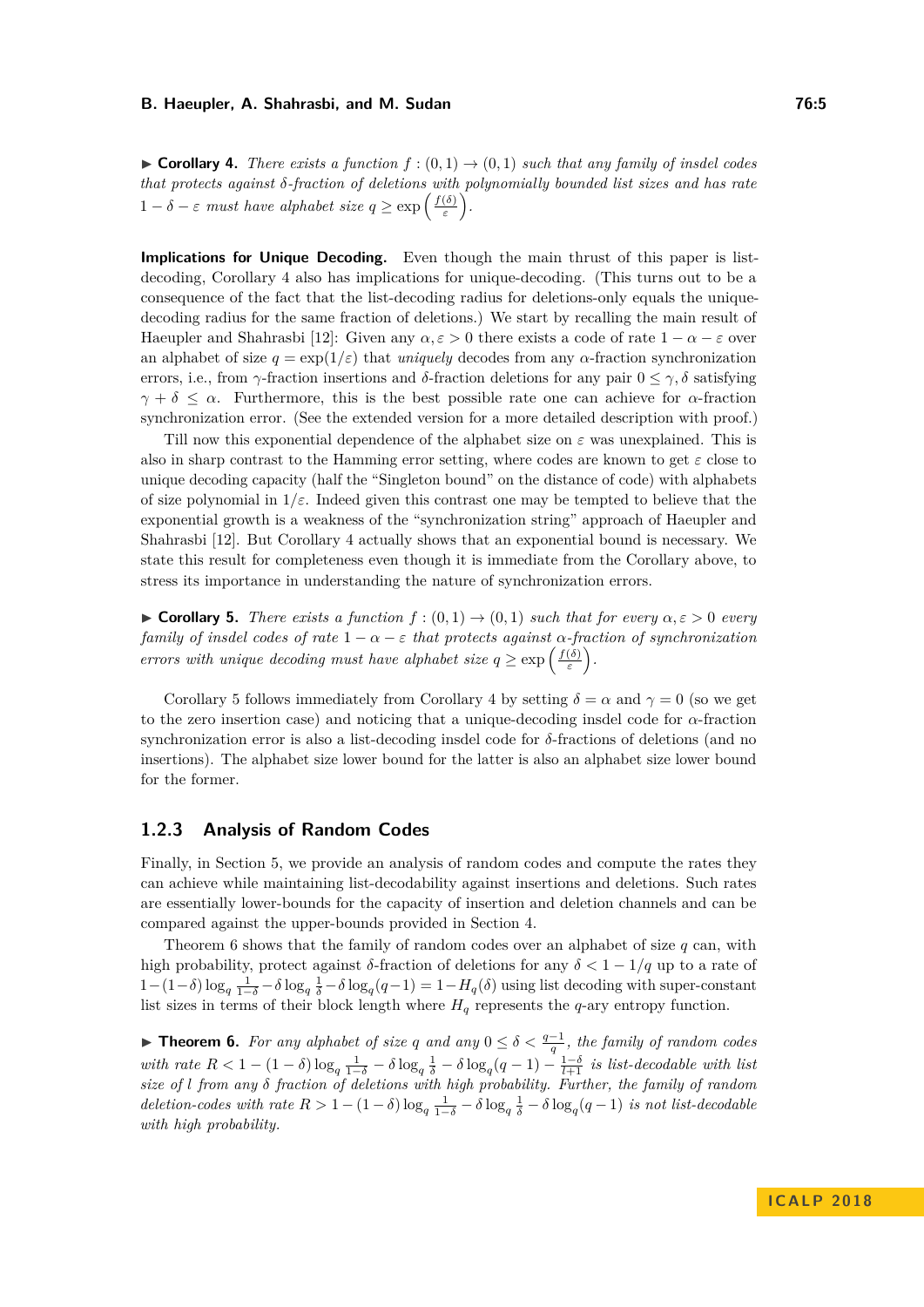▶ **Corollary 4.** *There exists a function $f : (0,1) \to (0,1)$ such that any family of insdel codes that protects against $\delta$-fraction of deletions with polynomially bounded list sizes and has rate $1 - \delta - \varepsilon$ must have alphabet size $q \geq \exp\left(\frac{f(\delta)}{\varepsilon}\right)$.*

**Implications for Unique Decoding.** Even though the main thrust of this paper is list-decoding, Corollary 4 also has implications for unique-decoding. (This turns out to be a consequence of the fact that the list-decoding radius for deletions-only equals the unique-decoding radius for the same fraction of deletions.) We start by recalling the main result of Haeupler and Shahrasbi [12]: Given any $\alpha, \varepsilon > 0$ there exists a code of rate $1 - \alpha - \varepsilon$ over an alphabet of size $q = \exp(1/\varepsilon)$ that *uniquely* decodes from any $\alpha$-fraction synchronization errors, i.e., from $\gamma$-fraction insertions and $\delta$-fraction deletions for any pair $0 \leq \gamma, \delta$ satisfying $\gamma + \delta \leq \alpha$. Furthermore, this is the best possible rate one can achieve for $\alpha$-fraction synchronization error. (See the extended version for a more detailed description with proof.)

Till now this exponential dependence of the alphabet size on $\varepsilon$ was unexplained. This is also in sharp contrast to the Hamming error setting, where codes are known to get $\varepsilon$ close to unique decoding capacity (half the "Singleton bound" on the distance of code) with alphabets of size polynomial in $1/\varepsilon$. Indeed given this contrast one may be tempted to believe that the exponential growth is a weakness of the "synchronization string" approach of Haeupler and Shahrasbi [12]. But Corollary 4 actually shows that an exponential bound is necessary. We state this result for completeness even though it is immediate from the Corollary above, to stress its importance in understanding the nature of synchronization errors.

▶ **Corollary 5.** *There exists a function $f : (0,1) \to (0,1)$ such that for every $\alpha, \varepsilon > 0$ every family of insdel codes of rate $1 - \alpha - \varepsilon$ that protects against $\alpha$-fraction of synchronization errors with unique decoding must have alphabet size $q \geq \exp\left(\frac{f(\delta)}{\varepsilon}\right)$.*

Corollary 5 follows immediately from Corollary 4 by setting $\delta = \alpha$ and $\gamma = 0$ (so we get to the zero insertion case) and noticing that a unique-decoding insdel code for $\alpha$-fraction synchronization error is also a list-decoding insdel code for $\delta$-fractions of deletions (and no insertions). The alphabet size lower bound for the latter is also an alphabet size lower bound for the former.

### 1.2.3 Analysis of Random Codes

Finally, in Section 5, we provide an analysis of random codes and compute the rates they can achieve while maintaining list-decodability against insertions and deletions. Such rates are essentially lower-bounds for the capacity of insertion and deletion channels and can be compared against the upper-bounds provided in Section 4.

Theorem 6 shows that the family of random codes over an alphabet of size $q$ can, with high probability, protect against $\delta$-fraction of deletions for any $\delta < 1 - 1/q$ up to a rate of $1-(1-\delta)\log_q \frac{1}{1-\delta} - \delta \log_q \frac{1}{\delta} - \delta \log_q (q-1) = 1 - H_q(\delta)$ using list decoding with super-constant list sizes in terms of their block length where $H_q$ represents the $q$-ary entropy function.

▶ **Theorem 6.** *For any alphabet of size $q$ and any $0 \leq \delta < \frac{q-1}{q}$, the family of random codes with rate $R < 1 - (1-\delta)\log_q \frac{1}{1-\delta} - \delta \log_q \frac{1}{\delta} - \delta \log_q (q-1) - \frac{1-\delta}{l+1}$ is list-decodable with list size of $l$ from any $\delta$ fraction of deletions with high probability. Further, the family of random deletion-codes with rate $R > 1 - (1-\delta)\log_q \frac{1}{1-\delta} - \delta \log_q \frac{1}{\delta} - \delta \log_q (q-1)$ is not list-decodable with high probability.*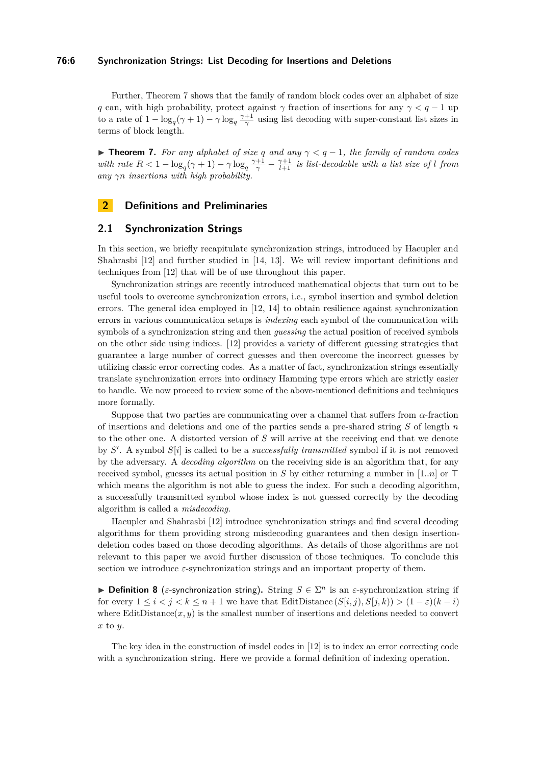Further, Theorem 7 shows that the family of random block codes over an alphabet of size $q$ can, with high probability, protect against $\gamma$ fraction of insertions for any $\gamma < q-1$ up to a rate of $1 - \log_q(\gamma+1) - \gamma \log_q \frac{\gamma+1}{\gamma}$ using list decoding with super-constant list sizes in terms of block length.

▶ **Theorem 7.** *For any alphabet of size $q$ and any $\gamma < q-1$, the family of random codes with rate $R < 1 - \log_q(\gamma+1) - \gamma \log_q \frac{\gamma+1}{\gamma} - \frac{\gamma+1}{l+1}$ is list-decodable with a list size of $l$ from any $\gamma n$ insertions with high probability.*

## 2 Definitions and Preliminaries

### 2.1 Synchronization Strings

In this section, we briefly recapitulate synchronization strings, introduced by Haeupler and Shahrasbi [12] and further studied in [14, 13]. We will review important definitions and techniques from [12] that will be of use throughout this paper.

Synchronization strings are recently introduced mathematical objects that turn out to be useful tools to overcome synchronization errors, i.e., symbol insertion and symbol deletion errors. The general idea employed in [12, 14] to obtain resilience against synchronization errors in various communication setups is *indexing* each symbol of the communication with symbols of a synchronization string and then *guessing* the actual position of received symbols on the other side using indices. [12] provides a variety of different guessing strategies that guarantee a large number of correct guesses and then overcome the incorrect guesses by utilizing classic error correcting codes. As a matter of fact, synchronization strings essentially translate synchronization errors into ordinary Hamming type errors which are strictly easier to handle. We now proceed to review some of the above-mentioned definitions and techniques more formally.

Suppose that two parties are communicating over a channel that suffers from $\alpha$-fraction of insertions and deletions and one of the parties sends a pre-shared string $S$ of length $n$ to the other one. A distorted version of $S$ will arrive at the receiving end that we denote by $S'$. A symbol $S[i]$ is called to be a *successfully transmitted* symbol if it is not removed by the adversary. A *decoding algorithm* on the receiving side is an algorithm that, for any received symbol, guesses its actual position in $S$ by either returning a number in $[1..n]$ or $\top$ which means the algorithm is not able to guess the index. For such a decoding algorithm, a successfully transmitted symbol whose index is not guessed correctly by the decoding algorithm is called a *misdecoding*.

Haeupler and Shahrasbi [12] introduce synchronization strings and find several decoding algorithms for them providing strong misdecoding guarantees and then design insertion-deletion codes based on those decoding algorithms. As details of those algorithms are not relevant to this paper we avoid further discussion of those techniques. To conclude this section we introduce $\varepsilon$-synchronization strings and an important property of them.

▶ **Definition 8** ($\varepsilon$-synchronization string)**.** String $S \in \Sigma^n$ is an $\varepsilon$-synchronization string if for every $1 \leq i < j < k \leq n+1$ we have that $\text{EditDistance}\,(S[i,j), S[j,k)) > (1-\varepsilon)(k-i)$ where $\text{EditDistance}(x, y)$ is the smallest number of insertions and deletions needed to convert $x$ to $y$.

The key idea in the construction of insdel codes in [12] is to index an error correcting code with a synchronization string. Here we provide a formal definition of indexing operation.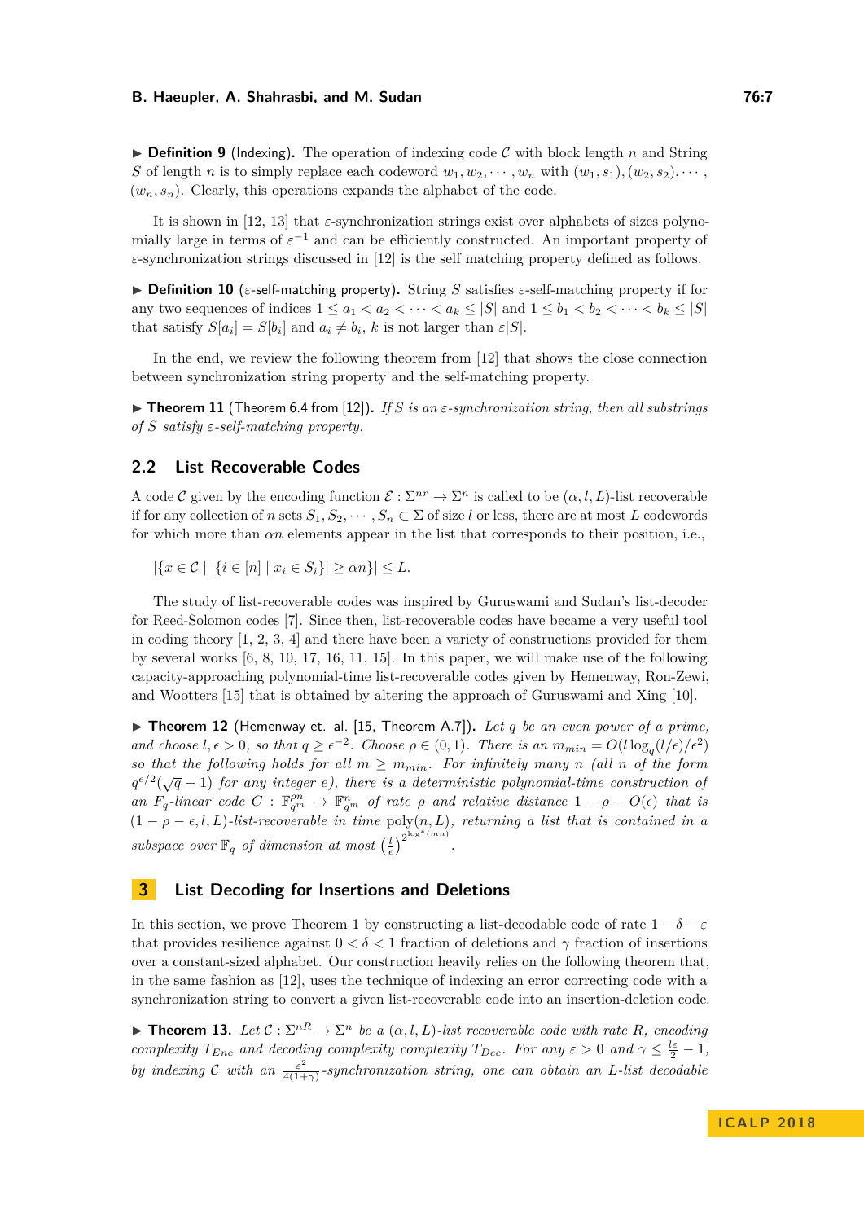▶ **Definition 9** (Indexing). The operation of indexing code $\mathcal{C}$ with block length $n$ and String $S$ of length $n$ is to simply replace each codeword $w_1, w_2, \cdots, w_n$ with $(w_1, s_1), (w_2, s_2), \cdots, (w_n, s_n)$. Clearly, this operations expands the alphabet of the code.

It is shown in [12, 13] that $\varepsilon$-synchronization strings exist over alphabets of sizes polynomially large in terms of $\varepsilon^{-1}$ and can be efficiently constructed. An important property of $\varepsilon$-synchronization strings discussed in [12] is the self matching property defined as follows.

▶ **Definition 10** ($\varepsilon$-self-matching property). String $S$ satisfies $\varepsilon$-self-matching property if for any two sequences of indices $1 \leq a_1 < a_2 < \cdots < a_k \leq |S|$ and $1 \leq b_1 < b_2 < \cdots < b_k \leq |S|$ that satisfy $S[a_i] = S[b_i]$ and $a_i \neq b_i$, $k$ is not larger than $\varepsilon|S|$.

In the end, we review the following theorem from [12] that shows the close connection between synchronization string property and the self-matching property.

▶ **Theorem 11** (Theorem 6.4 from [12]). *If $S$ is an $\varepsilon$-synchronization string, then all substrings of $S$ satisfy $\varepsilon$-self-matching property.*

## 2.2 List Recoverable Codes

A code $\mathcal{C}$ given by the encoding function $\mathcal{E} : \Sigma^{nr} \to \Sigma^n$ is called to be $(\alpha, l, L)$-list recoverable if for any collection of $n$ sets $S_1, S_2, \cdots, S_n \subset \Sigma$ of size $l$ or less, there are at most $L$ codewords for which more than $\alpha n$ elements appear in the list that corresponds to their position, i.e.,

$$|\{x \in \mathcal{C} \mid |\{i \in [n] \mid x_i \in S_i\}| \geq \alpha n\}| \leq L.$$

The study of list-recoverable codes was inspired by Guruswami and Sudan's list-decoder for Reed-Solomon codes [7]. Since then, list-recoverable codes have became a very useful tool in coding theory [1, 2, 3, 4] and there have been a variety of constructions provided for them by several works [6, 8, 10, 17, 16, 11, 15]. In this paper, we will make use of the following capacity-approaching polynomial-time list-recoverable codes given by Hemenway, Ron-Zewi, and Wootters [15] that is obtained by altering the approach of Guruswami and Xing [10].

▶ **Theorem 12** (Hemenway et. al. [15, Theorem A.7]). *Let $q$ be an even power of a prime, and choose $l, \epsilon > 0$, so that $q \geq \epsilon^{-2}$. Choose $\rho \in (0, 1)$. There is an $m_{min} = O(l \log_q(l/\epsilon)/\epsilon^2)$ so that the following holds for all $m \geq m_{min}$. For infinitely many $n$ (all $n$ of the form $q^{e/2}(\sqrt{q} - 1)$ for any integer $e$), there is a deterministic polynomial-time construction of an $F_q$-linear code $C : \mathbb{F}_{q^m}^{\rho n} \to \mathbb{F}_{q^m}^n$ of rate $\rho$ and relative distance $1 - \rho - O(\epsilon)$ that is $(1 - \rho - \epsilon, l, L)$-list-recoverable in time $\mathrm{poly}(n, L)$, returning a list that is contained in a subspace over $\mathbb{F}_q$ of dimension at most $\left(\frac{l}{\epsilon}\right)^{2^{\log^*(mn)}}$.*

# 3 List Decoding for Insertions and Deletions

In this section, we prove Theorem 1 by constructing a list-decodable code of rate $1 - \delta - \varepsilon$ that provides resilience against $0 < \delta < 1$ fraction of deletions and $\gamma$ fraction of insertions over a constant-sized alphabet. Our construction heavily relies on the following theorem that, in the same fashion as [12], uses the technique of indexing an error correcting code with a synchronization string to convert a given list-recoverable code into an insertion-deletion code.

▶ **Theorem 13.** *Let $\mathcal{C} : \Sigma^{nR} \to \Sigma^n$ be a $(\alpha, l, L)$-list recoverable code with rate $R$, encoding complexity $T_{Enc}$ and decoding complexity complexity $T_{Dec}$. For any $\varepsilon > 0$ and $\gamma \leq \frac{l\varepsilon}{2} - 1$, by indexing $\mathcal{C}$ with an $\frac{\varepsilon^2}{4(1+\gamma)}$-synchronization string, one can obtain an $L$-list decodable*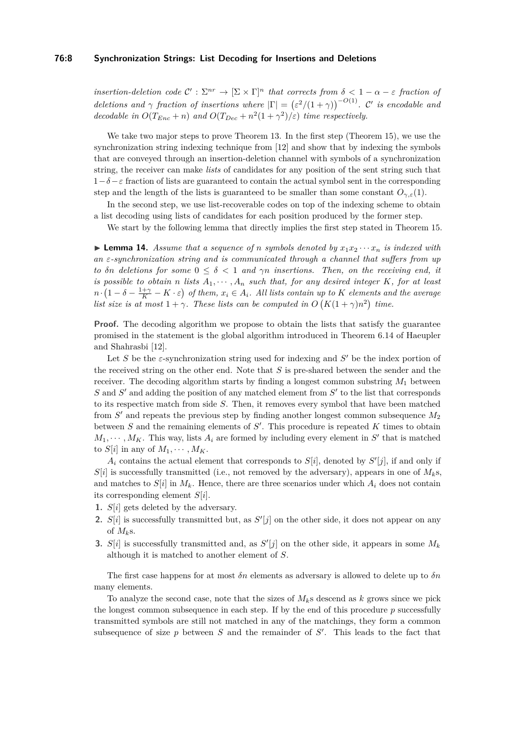*insertion-deletion code $\mathcal{C}' : \Sigma^{nr} \to [\Sigma \times \Gamma]^n$ that corrects from $\delta < 1 - \alpha - \varepsilon$ fraction of deletions and $\gamma$ fraction of insertions where $|\Gamma| = \left(\varepsilon^2/(1+\gamma)\right)^{-O(1)}$. $\mathcal{C}'$ is encodable and decodable in $O(T_{Enc} + n)$ and $O(T_{Dec} + n^2(1+\gamma^2)/\varepsilon)$ time respectively.*

We take two major steps to prove Theorem 13. In the first step (Theorem 15), we use the synchronization string indexing technique from [12] and show that by indexing the symbols that are conveyed through an insertion-deletion channel with symbols of a synchronization string, the receiver can make *lists* of candidates for any position of the sent string such that $1-\delta-\varepsilon$ fraction of lists are guaranteed to contain the actual symbol sent in the corresponding step and the length of the lists is guaranteed to be smaller than some constant $O_{\gamma,\varepsilon}(1)$.

In the second step, we use list-recoverable codes on top of the indexing scheme to obtain a list decoding using lists of candidates for each position produced by the former step.

We start by the following lemma that directly implies the first step stated in Theorem 15.

▶ **Lemma 14.** *Assume that a sequence of $n$ symbols denoted by $x_1x_2\cdots x_n$ is indexed with an $\varepsilon$-synchronization string and is communicated through a channel that suffers from up to $\delta n$ deletions for some $0 \leq \delta < 1$ and $\gamma n$ insertions. Then, on the receiving end, it is possible to obtain $n$ lists $A_1, \cdots, A_n$ such that, for any desired integer $K$, for at least $n \cdot \left(1 - \delta - \frac{1+\gamma}{K} - K \cdot \varepsilon\right)$ of them, $x_i \in A_i$. All lists contain up to $K$ elements and the average list size is at most $1 + \gamma$. These lists can be computed in $O\left(K(1+\gamma)n^2\right)$ time.*

**Proof.** The decoding algorithm we propose to obtain the lists that satisfy the guarantee promised in the statement is the global algorithm introduced in Theorem 6.14 of Haeupler and Shahrasbi [12].

Let $S$ be the $\varepsilon$-synchronization string used for indexing and $S'$ be the index portion of the received string on the other end. Note that $S$ is pre-shared between the sender and the receiver. The decoding algorithm starts by finding a longest common substring $M_1$ between $S$ and $S'$ and adding the position of any matched element from $S'$ to the list that corresponds to its respective match from side $S$. Then, it removes every symbol that have been matched from $S'$ and repeats the previous step by finding another longest common subsequence $M_2$ between $S$ and the remaining elements of $S'$. This procedure is repeated $K$ times to obtain $M_1, \cdots, M_K$. This way, lists $A_i$ are formed by including every element in $S'$ that is matched to $S[i]$ in any of $M_1, \cdots, M_K$.

$A_i$ contains the actual element that corresponds to $S[i]$, denoted by $S'[j]$, if and only if $S[i]$ is successfully transmitted (i.e., not removed by the adversary), appears in one of $M_k$s, and matches to $S[i]$ in $M_k$. Hence, there are three scenarios under which $A_i$ does not contain its corresponding element $S[i]$.

1. $S[i]$ gets deleted by the adversary.
2. $S[i]$ is successfully transmitted but, as $S'[j]$ on the other side, it does not appear on any of $M_k$s.
3. $S[i]$ is successfully transmitted and, as $S'[j]$ on the other side, it appears in some $M_k$ although it is matched to another element of $S$.

The first case happens for at most $\delta n$ elements as adversary is allowed to delete up to $\delta n$ many elements.

To analyze the second case, note that the sizes of $M_k$s descend as $k$ grows since we pick the longest common subsequence in each step. If by the end of this procedure $p$ successfully transmitted symbols are still not matched in any of the matchings, they form a common subsequence of size $p$ between $S$ and the remainder of $S'$. This leads to the fact that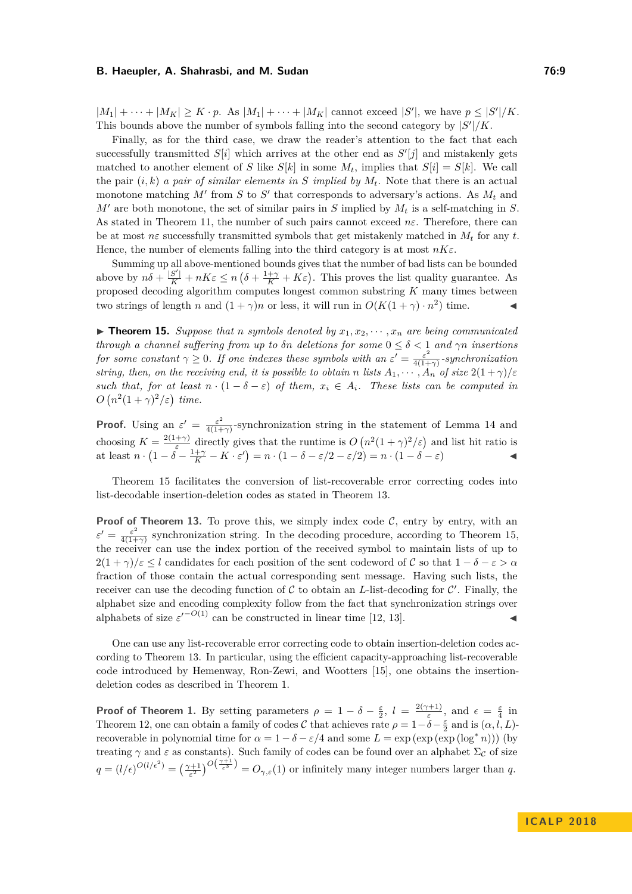$|M_1| + \cdots + |M_K| \geq K \cdot p$. As $|M_1| + \cdots + |M_K|$ cannot exceed $|S'|$, we have $p \leq |S'|/K$. This bounds above the number of symbols falling into the second category by $|S'|/K$.

Finally, as for the third case, we draw the reader's attention to the fact that each successfully transmitted $S[i]$ which arrives at the other end as $S'[j]$ and mistakenly gets matched to another element of $S$ like $S[k]$ in some $M_t$, implies that $S[i] = S[k]$. We call the pair $(i, k)$ *a pair of similar elements in $S$ implied by $M_t$*. Note that there is an actual monotone matching $M'$ from $S$ to $S'$ that corresponds to adversary's actions. As $M_t$ and $M'$ are both monotone, the set of similar pairs in $S$ implied by $M_t$ is a self-matching in $S$. As stated in Theorem 11, the number of such pairs cannot exceed $n\varepsilon$. Therefore, there can be at most $n\varepsilon$ successfully transmitted symbols that get mistakenly matched in $M_t$ for any $t$. Hence, the number of elements falling into the third category is at most $nK\varepsilon$.

Summing up all above-mentioned bounds gives that the number of bad lists can be bounded above by $n\delta + \frac{|S'|}{K} + nK\varepsilon \leq n\left(\delta + \frac{1+\gamma}{K} + K\varepsilon\right)$. This proves the list quality guarantee. As proposed decoding algorithm computes longest common substring $K$ many times between two strings of length $n$ and $(1+\gamma)n$ or less, it will run in $O(K(1+\gamma) \cdot n^2)$ time. ◀

▶ **Theorem 15.** *Suppose that $n$ symbols denoted by $x_1, x_2, \cdots, x_n$ are being communicated through a channel suffering from up to $\delta n$ deletions for some $0 \leq \delta < 1$ and $\gamma n$ insertions for some constant $\gamma \geq 0$. If one indexes these symbols with an $\varepsilon' = \frac{\varepsilon^2}{4(1+\gamma)}$-synchronization string, then, on the receiving end, it is possible to obtain $n$ lists $A_1, \cdots, A_n$ of size $2(1+\gamma)/\varepsilon$ such that, for at least $n \cdot (1 - \delta - \varepsilon)$ of them, $x_i \in A_i$. These lists can be computed in $O\left(n^2(1+\gamma)^2/\varepsilon\right)$ time.*

**Proof.** Using an $\varepsilon' = \frac{\varepsilon^2}{4(1+\gamma)}$-synchronization string in the statement of Lemma 14 and choosing $K = \frac{2(1+\gamma)}{\varepsilon}$ directly gives that the runtime is $O\left(n^2(1+\gamma)^2/\varepsilon\right)$ and list hit ratio is at least $n \cdot \left(1 - \delta - \frac{1+\gamma}{K} - K \cdot \varepsilon'\right) = n \cdot (1 - \delta - \varepsilon/2 - \varepsilon/2) = n \cdot (1 - \delta - \varepsilon)$ ◀

Theorem 15 facilitates the conversion of list-recoverable error correcting codes into list-decodable insertion-deletion codes as stated in Theorem 13.

**Proof of Theorem 13.** To prove this, we simply index code $\mathcal{C}$, entry by entry, with an $\varepsilon' = \frac{\varepsilon^2}{4(1+\gamma)}$ synchronization string. In the decoding procedure, according to Theorem 15, the receiver can use the index portion of the received symbol to maintain lists of up to $2(1+\gamma)/\varepsilon \leq l$ candidates for each position of the sent codeword of $\mathcal{C}$ so that $1 - \delta - \varepsilon > \alpha$ fraction of those contain the actual corresponding sent message. Having such lists, the receiver can use the decoding function of $\mathcal{C}$ to obtain an $L$-list-decoding for $\mathcal{C}'$. Finally, the alphabet size and encoding complexity follow from the fact that synchronization strings over alphabets of size ${\varepsilon'}^{-O(1)}$ can be constructed in linear time [12, 13]. ◀

One can use any list-recoverable error correcting code to obtain insertion-deletion codes according to Theorem 13. In particular, using the efficient capacity-approaching list-recoverable code introduced by Hemenway, Ron-Zewi, and Wootters [15], one obtains the insertion-deletion codes as described in Theorem 1.

**Proof of Theorem 1.** By setting parameters $\rho = 1 - \delta - \frac{\varepsilon}{2}$, $l = \frac{2(\gamma+1)}{\varepsilon}$, and $\epsilon = \frac{\varepsilon}{4}$ in Theorem 12, one can obtain a family of codes $\mathcal{C}$ that achieves rate $\rho = 1 - \delta - \frac{\varepsilon}{2}$ and is $(\alpha, l, L)$-recoverable in polynomial time for $\alpha = 1 - \delta - \varepsilon/4$ and some $L = \exp\left(\exp\left(\exp\left(\log^* n\right)\right)\right)$ (by treating $\gamma$ and $\varepsilon$ as constants). Such family of codes can be found over an alphabet $\Sigma_{\mathcal{C}}$ of size $q = (l/\epsilon)^{O(l/\epsilon^2)} = \left(\frac{\gamma+1}{\varepsilon^2}\right)^{O\left(\frac{\gamma+1}{\varepsilon^3}\right)} = O_{\gamma,\varepsilon}(1)$ or infinitely many integer numbers larger than $q$.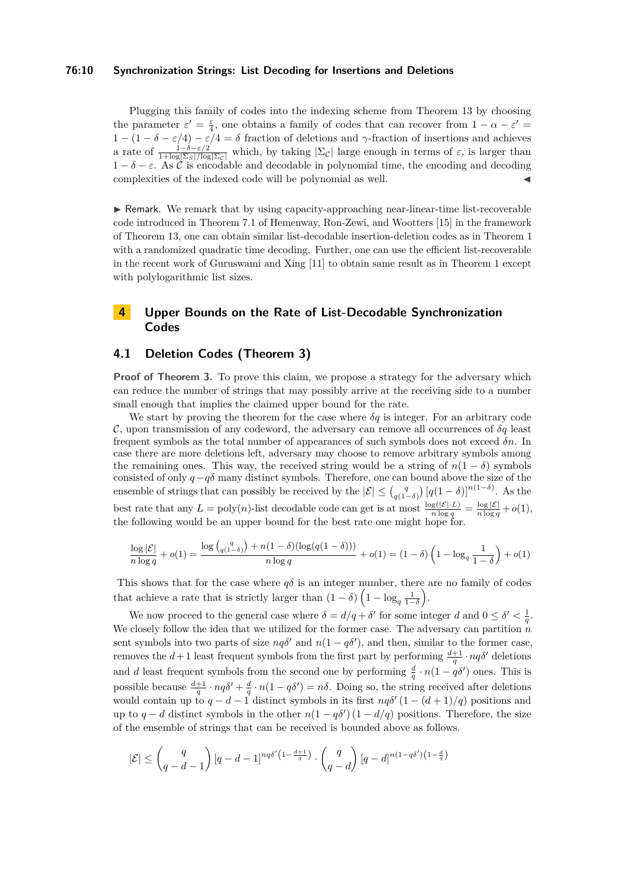Plugging this family of codes into the indexing scheme from Theorem 13 by choosing the parameter $\varepsilon' = \frac{\varepsilon}{4}$, one obtains a family of codes that can recover from $1-\alpha-\varepsilon' = 1-(1-\delta-\varepsilon/4)-\varepsilon/4 = \delta$ fraction of deletions and $\gamma$-fraction of insertions and achieves a rate of $\frac{1-\delta-\varepsilon/2}{1+\log|\Sigma_S|/\log|\Sigma_{\mathcal{C}}|}$ which, by taking $|\Sigma_{\mathcal{C}}|$ large enough in terms of $\varepsilon$, is larger than $1-\delta-\varepsilon$. As $\mathcal{C}$ is encodable and decodable in polynomial time, the encoding and decoding complexities of the indexed code will be polynomial as well. ◀

▶ Remark. We remark that by using capacity-approaching near-linear-time list-recoverable code introduced in Theorem 7.1 of Hemenway, Ron-Zewi, and Wootters [15] in the framework of Theorem 13, one can obtain similar list-decodable insertion-deletion codes as in Theorem 1 with a randomized quadratic time decoding. Further, one can use the efficient list-recoverable in the recent work of Guruswami and Xing [11] to obtain same result as in Theorem 1 except with polylogarithmic list sizes.

## 4 Upper Bounds on the Rate of List-Decodable Synchronization Codes

### 4.1 Deletion Codes (Theorem 3)

**Proof of Theorem 3.** To prove this claim, we propose a strategy for the adversary which can reduce the number of strings that may possibly arrive at the receiving side to a number small enough that implies the claimed upper bound for the rate.

We start by proving the theorem for the case where $\delta q$ is integer. For an arbitrary code $\mathcal{C}$, upon transmission of any codeword, the adversary can remove all occurrences of $\delta q$ least frequent symbols as the total number of appearances of such symbols does not exceed $\delta n$. In case there are more deletions left, adversary may choose to remove arbitrary symbols among the remaining ones. This way, the received string would be a string of $n(1-\delta)$ symbols consisted of only $q - q\delta$ many distinct symbols. Therefore, one can bound above the size of the ensemble of strings that can possibly be received by the $|\mathcal{E}| \leq \binom{q}{q(1-\delta)}[q(1-\delta)]^{n(1-\delta)}$. As the best rate that any $L = \text{poly}(n)$-list decodable code can get is at most $\frac{\log(|\mathcal{E}|\cdot L)}{n\log q} = \frac{\log|\mathcal{E}|}{n\log q} + o(1)$, the following would be an upper bound for the best rate one might hope for.

$$\frac{\log|\mathcal{E}|}{n\log q} + o(1) = \frac{\log\binom{q}{q(1-\delta)} + n(1-\delta)(\log(q(1-\delta)))}{n\log q} + o(1) = (1-\delta)\left(1 - \log_q \frac{1}{1-\delta}\right) + o(1)$$

This shows that for the case where $q\delta$ is an integer number, there are no family of codes that achieve a rate that is strictly larger than $(1-\delta)\left(1-\log_q\frac{1}{1-\delta}\right)$.

We now proceed to the general case where $\delta = d/q + \delta'$ for some integer $d$ and $0 \leq \delta' < \frac{1}{q}$. We closely follow the idea that we utilized for the former case. The adversary can partition $n$ sent symbols into two parts of size $nq\delta'$ and $n(1-q\delta')$, and then, similar to the former case, removes the $d+1$ least frequent symbols from the first part by performing $\frac{d+1}{q}\cdot nq\delta'$ deletions and $d$ least frequent symbols from the second one by performing $\frac{d}{q}\cdot n(1-q\delta')$ ones. This is possible because $\frac{d+1}{q}\cdot nq\delta' + \frac{d}{q}\cdot n(1-q\delta') = n\delta$. Doing so, the string received after deletions would contain up to $q-d-1$ distinct symbols in its first $nq\delta'(1-(d+1)/q)$ positions and up to $q-d$ distinct symbols in the other $n(1-q\delta')(1-d/q)$ positions. Therefore, the size of the ensemble of strings that can be received is bounded above as follows.

$$|\mathcal{E}| \leq \binom{q}{q-d-1}[q-d-1]^{nq\delta'\left(1-\frac{d+1}{q}\right)}\cdot\binom{q}{q-d}[q-d]^{n(1-q\delta')\left(1-\frac{d}{q}\right)}$$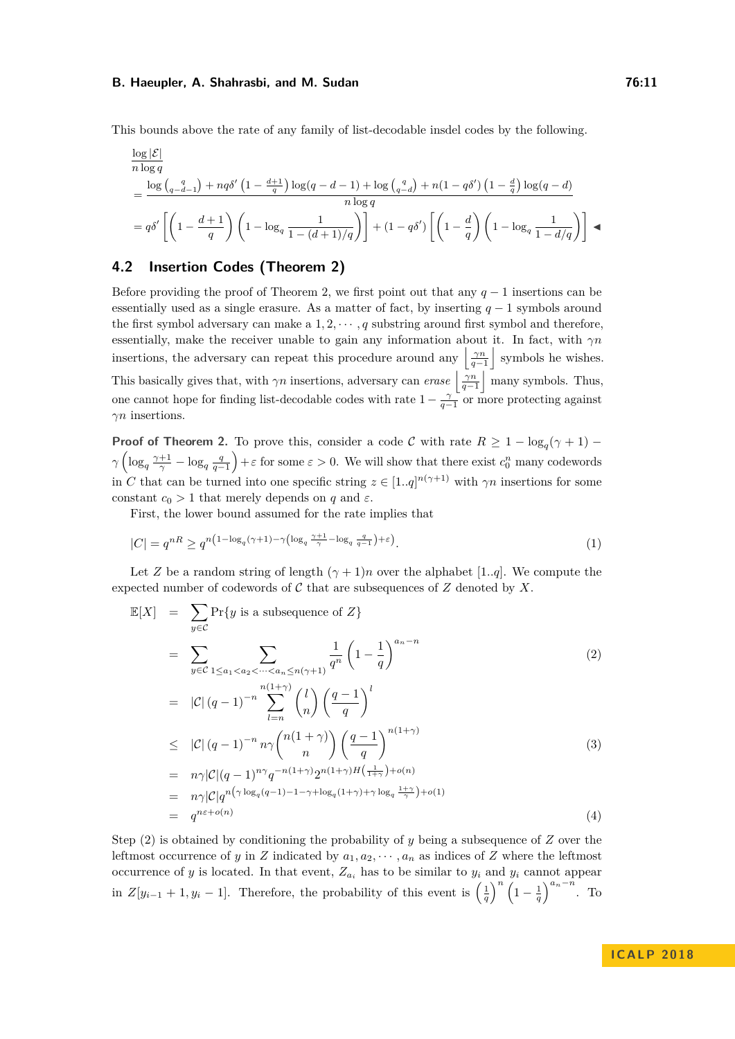This bounds above the rate of any family of list-decodable insdel codes by the following.

$$
\begin{aligned}
&\frac{\log|\mathcal{E}|}{n\log q}\\
&=\frac{\log\binom{q}{q-d-1}+nq\delta'\left(1-\frac{d+1}{q}\right)\log(q-d-1)+\log\binom{q}{q-d}+n(1-q\delta')\left(1-\frac{d}{q}\right)\log(q-d)}{n\log q}\\
&=q\delta'\left[\left(1-\frac{d+1}{q}\right)\left(1-\log_q\frac{1}{1-(d+1)/q}\right)\right]+(1-q\delta')\left[\left(1-\frac{d}{q}\right)\left(1-\log_q\frac{1}{1-d/q}\right)\right] \blacktriangleleft
\end{aligned}
$$

## 4.2 Insertion Codes (Theorem 2)

Before providing the proof of Theorem 2, we first point out that any $q-1$ insertions can be essentially used as a single erasure. As a matter of fact, by inserting $q-1$ symbols around the first symbol adversary can make a $1, 2, \cdots, q$ substring around first symbol and therefore, essentially, make the receiver unable to gain any information about it. In fact, with $\gamma n$ insertions, the adversary can repeat this procedure around any $\left\lfloor\frac{\gamma n}{q-1}\right\rfloor$ symbols he wishes. This basically gives that, with $\gamma n$ insertions, adversary can *erase* $\left\lfloor\frac{\gamma n}{q-1}\right\rfloor$ many symbols. Thus, one cannot hope for finding list-decodable codes with rate $1-\frac{\gamma}{q-1}$ or more protecting against $\gamma n$ insertions.

**Proof of Theorem 2.** To prove this, consider a code $\mathcal{C}$ with rate $R \geq 1-\log_q(\gamma+1)-\gamma\left(\log_q\frac{\gamma+1}{\gamma}-\log_q\frac{q}{q-1}\right)+\varepsilon$ for some $\varepsilon>0$. We will show that there exist $c_0^n$ many codewords in $C$ that can be turned into one specific string $z\in[1..q]^{n(\gamma+1)}$ with $\gamma n$ insertions for some constant $c_0>1$ that merely depends on $q$ and $\varepsilon$.

First, the lower bound assumed for the rate implies that

$$|C| = q^{nR} \geq q^{n\left(1-\log_q(\gamma+1)-\gamma\left(\log_q\frac{\gamma+1}{\gamma}-\log_q\frac{q}{q-1}\right)+\varepsilon\right)}. \tag{1}$$

Let $Z$ be a random string of length $(\gamma+1)n$ over the alphabet $[1..q]$. We compute the expected number of codewords of $\mathcal{C}$ that are subsequences of $Z$ denoted by $X$.

$$
\begin{aligned}
\mathbb{E}[X] &= \sum_{y\in\mathcal{C}}\Pr\{y \text{ is a subsequence of } Z\}\\
&= \sum_{y\in\mathcal{C}}\sum_{1\leq a_1<a_2<\cdots<a_n\leq n(\gamma+1)}\frac{1}{q^n}\left(1-\frac{1}{q}\right)^{a_n-n} &(2)\\
&= |\mathcal{C}|\,(q-1)^{-n}\sum_{l=n}^{n(1+\gamma)}\binom{l}{n}\left(\frac{q-1}{q}\right)^{l}\\
&\leq |\mathcal{C}|\,(q-1)^{-n}\,n\gamma\binom{n(1+\gamma)}{n}\left(\frac{q-1}{q}\right)^{n(1+\gamma)} &(3)\\
&= n\gamma|\mathcal{C}|(q-1)^{n\gamma}q^{-n(1+\gamma)}2^{n(1+\gamma)H\left(\frac{1}{1+\gamma}\right)+o(n)}\\
&= n\gamma|\mathcal{C}|q^{n\left(\gamma\log_q(q-1)-1-\gamma+\log_q(1+\gamma)+\gamma\log_q\frac{1+\gamma}{\gamma}\right)+o(1)}\\
&= q^{n\varepsilon+o(n)} &(4)
\end{aligned}
$$

Step (2) is obtained by conditioning the probability of $y$ being a subsequence of $Z$ over the leftmost occurrence of $y$ in $Z$ indicated by $a_1, a_2, \cdots, a_n$ as indices of $Z$ where the leftmost occurrence of $y$ is located. In that event, $Z_{a_i}$ has to be similar to $y_i$ and $y_i$ cannot appear in $Z[y_{i-1}+1, y_i-1]$. Therefore, the probability of this event is $\left(\frac{1}{q}\right)^n\left(1-\frac{1}{q}\right)^{a_n-n}$. To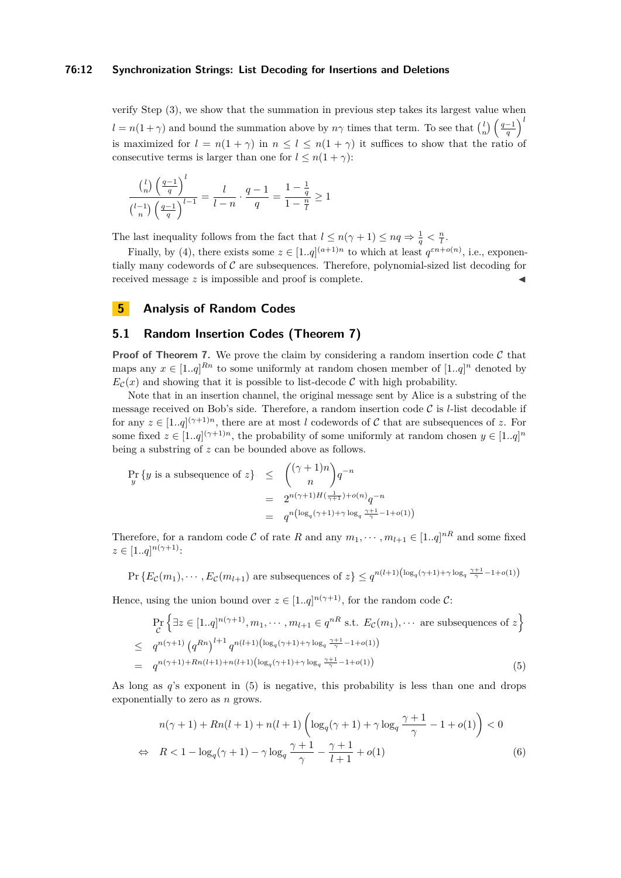verify Step (3), we show that the summation in previous step takes its largest value when $l = n(1+\gamma)$ and bound the summation above by $n\gamma$ times that term. To see that $\binom{l}{n}\left(\frac{q-1}{q}\right)^l$ is maximized for $l = n(1+\gamma)$ in $n \le l \le n(1+\gamma)$ it suffices to show that the ratio of consecutive terms is larger than one for $l \le n(1+\gamma)$:

$$\frac{\binom{l}{n}\left(\frac{q-1}{q}\right)^l}{\binom{l-1}{n}\left(\frac{q-1}{q}\right)^{l-1}} = \frac{l}{l-n}\cdot\frac{q-1}{q} = \frac{1-\frac{1}{q}}{1-\frac{n}{l}} \ge 1$$

The last inequality follows from the fact that $l \le n(\gamma+1) \le nq \Rightarrow \frac{1}{q} < \frac{n}{l}$.

Finally, by (4), there exists some $z \in [1..q]^{(a+1)n}$ to which at least $q^{\varepsilon n + o(n)}$, i.e., exponentially many codewords of $\mathcal{C}$ are subsequences. Therefore, polynomial-sized list decoding for received message $z$ is impossible and proof is complete. ◀

# 5 Analysis of Random Codes

## 5.1 Random Insertion Codes (Theorem 7)

**Proof of Theorem 7.** We prove the claim by considering a random insertion code $\mathcal{C}$ that maps any $x \in [1..q]^{Rn}$ to some uniformly at random chosen member of $[1..q]^n$ denoted by $E_{\mathcal{C}}(x)$ and showing that it is possible to list-decode $\mathcal{C}$ with high probability.

Note that in an insertion channel, the original message sent by Alice is a substring of the message received on Bob's side. Therefore, a random insertion code $\mathcal{C}$ is $l$-list decodable if for any $z \in [1..q]^{(\gamma+1)n}$, there are at most $l$ codewords of $\mathcal{C}$ that are subsequences of $z$. For some fixed $z \in [1..q]^{(\gamma+1)n}$, the probability of some uniformly at random chosen $y \in [1..q]^n$ being a substring of $z$ can be bounded above as follows.

$$\begin{aligned}
\Pr_y\{y \text{ is a subsequence of } z\} &\le \binom{(\gamma+1)n}{n} q^{-n} \\
&= 2^{n(\gamma+1)H(\frac{1}{\gamma+1})+o(n)} q^{-n} \\
&= q^{n\left(\log_q(\gamma+1)+\gamma\log_q\frac{\gamma+1}{\gamma}-1+o(1)\right)}
\end{aligned}$$

Therefore, for a random code $\mathcal{C}$ of rate $R$ and any $m_1, \cdots, m_{l+1} \in [1..q]^{nR}$ and some fixed $z \in [1..q]^{n(\gamma+1)}$:

$$\Pr\{E_{\mathcal{C}}(m_1), \cdots, E_{\mathcal{C}}(m_{l+1}) \text{ are subsequences of } z\} \le q^{n(l+1)\left(\log_q(\gamma+1)+\gamma\log_q\frac{\gamma+1}{\gamma}-1+o(1)\right)}$$

Hence, using the union bound over $z \in [1..q]^{n(\gamma+1)}$, for the random code $\mathcal{C}$:

$$\begin{aligned}
&\Pr_{\mathcal{C}}\left\{\exists z \in [1..q]^{n(\gamma+1)}, m_1, \cdots, m_{l+1} \in q^{nR} \text{ s.t. } E_{\mathcal{C}}(m_1), \cdots \text{ are subsequences of } z\right\} \\
\le\ & q^{n(\gamma+1)}\left(q^{Rn}\right)^{l+1} q^{n(l+1)\left(\log_q(\gamma+1)+\gamma\log_q\frac{\gamma+1}{\gamma}-1+o(1)\right)} \\
=\ & q^{n(\gamma+1)+Rn(l+1)+n(l+1)\left(\log_q(\gamma+1)+\gamma\log_q\frac{\gamma+1}{\gamma}-1+o(1)\right)} \qquad (5)
\end{aligned}$$

As long as $q$'s exponent in (5) is negative, this probability is less than one and drops exponentially to zero as $n$ grows.

$$\begin{aligned}
& n(\gamma+1)+Rn(l+1)+n(l+1)\left(\log_q(\gamma+1)+\gamma\log_q\frac{\gamma+1}{\gamma}-1+o(1)\right) < 0 \\
\Leftrightarrow\quad & R < 1-\log_q(\gamma+1)-\gamma\log_q\frac{\gamma+1}{\gamma}-\frac{\gamma+1}{l+1}+o(1) \qquad (6)
\end{aligned}$$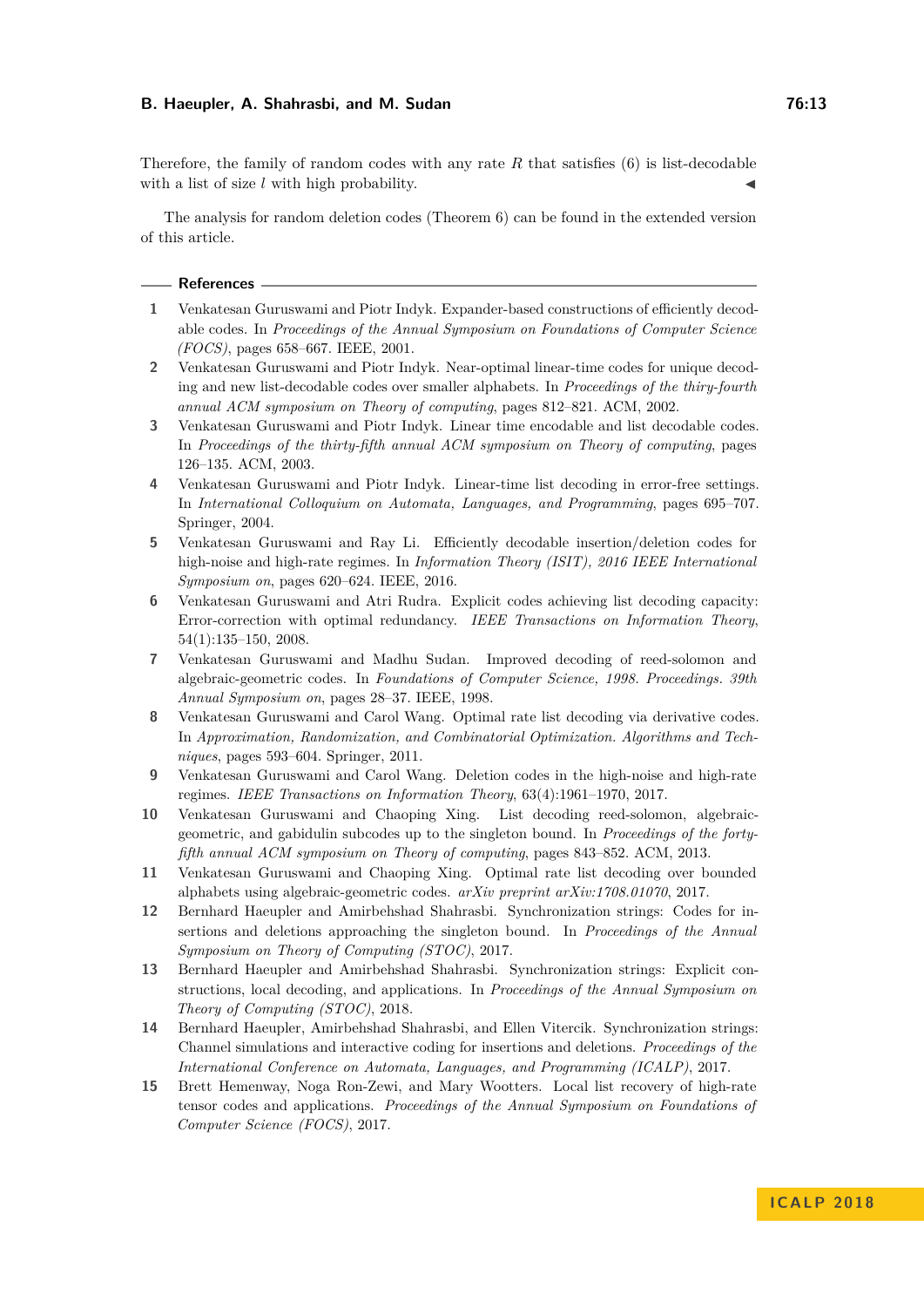Therefore, the family of random codes with any rate $R$ that satisfies (6) is list-decodable with a list of size $l$ with high probability. ◀

The analysis for random deletion codes (Theorem 6) can be found in the extended version of this article.

## References

1. Venkatesan Guruswami and Piotr Indyk. Expander-based constructions of efficiently decodable codes. In *Proceedings of the Annual Symposium on Foundations of Computer Science (FOCS)*, pages 658–667. IEEE, 2001.
2. Venkatesan Guruswami and Piotr Indyk. Near-optimal linear-time codes for unique decoding and new list-decodable codes over smaller alphabets. In *Proceedings of the thiry-fourth annual ACM symposium on Theory of computing*, pages 812–821. ACM, 2002.
3. Venkatesan Guruswami and Piotr Indyk. Linear time encodable and list decodable codes. In *Proceedings of the thirty-fifth annual ACM symposium on Theory of computing*, pages 126–135. ACM, 2003.
4. Venkatesan Guruswami and Piotr Indyk. Linear-time list decoding in error-free settings. In *International Colloquium on Automata, Languages, and Programming*, pages 695–707. Springer, 2004.
5. Venkatesan Guruswami and Ray Li. Efficiently decodable insertion/deletion codes for high-noise and high-rate regimes. In *Information Theory (ISIT), 2016 IEEE International Symposium on*, pages 620–624. IEEE, 2016.
6. Venkatesan Guruswami and Atri Rudra. Explicit codes achieving list decoding capacity: Error-correction with optimal redundancy. *IEEE Transactions on Information Theory*, 54(1):135–150, 2008.
7. Venkatesan Guruswami and Madhu Sudan. Improved decoding of reed-solomon and algebraic-geometric codes. In *Foundations of Computer Science, 1998. Proceedings. 39th Annual Symposium on*, pages 28–37. IEEE, 1998.
8. Venkatesan Guruswami and Carol Wang. Optimal rate list decoding via derivative codes. In *Approximation, Randomization, and Combinatorial Optimization. Algorithms and Techniques*, pages 593–604. Springer, 2011.
9. Venkatesan Guruswami and Carol Wang. Deletion codes in the high-noise and high-rate regimes. *IEEE Transactions on Information Theory*, 63(4):1961–1970, 2017.
10. Venkatesan Guruswami and Chaoping Xing. List decoding reed-solomon, algebraic-geometric, and gabidulin subcodes up to the singleton bound. In *Proceedings of the forty-fifth annual ACM symposium on Theory of computing*, pages 843–852. ACM, 2013.
11. Venkatesan Guruswami and Chaoping Xing. Optimal rate list decoding over bounded alphabets using algebraic-geometric codes. *arXiv preprint arXiv:1708.01070*, 2017.
12. Bernhard Haeupler and Amirbehshad Shahrasbi. Synchronization strings: Codes for insertions and deletions approaching the singleton bound. In *Proceedings of the Annual Symposium on Theory of Computing (STOC)*, 2017.
13. Bernhard Haeupler and Amirbehshad Shahrasbi. Synchronization strings: Explicit constructions, local decoding, and applications. In *Proceedings of the Annual Symposium on Theory of Computing (STOC)*, 2018.
14. Bernhard Haeupler, Amirbehshad Shahrasbi, and Ellen Vitercik. Synchronization strings: Channel simulations and interactive coding for insertions and deletions. *Proceedings of the International Conference on Automata, Languages, and Programming (ICALP)*, 2017.
15. Brett Hemenway, Noga Ron-Zewi, and Mary Wootters. Local list recovery of high-rate tensor codes and applications. *Proceedings of the Annual Symposium on Foundations of Computer Science (FOCS)*, 2017.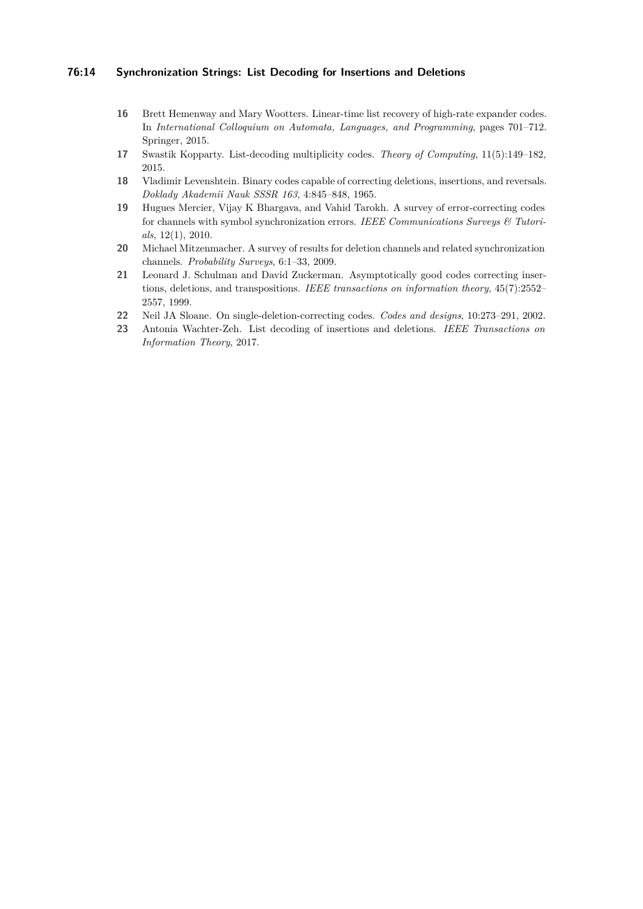16 Brett Hemenway and Mary Wootters. Linear-time list recovery of high-rate expander codes. In *International Colloquium on Automata, Languages, and Programming*, pages 701–712. Springer, 2015.

17 Swastik Kopparty. List-decoding multiplicity codes. *Theory of Computing*, 11(5):149–182, 2015.

18 Vladimir Levenshtein. Binary codes capable of correcting deletions, insertions, and reversals. *Doklady Akademii Nauk SSSR 163*, 4:845–848, 1965.

19 Hugues Mercier, Vijay K Bhargava, and Vahid Tarokh. A survey of error-correcting codes for channels with symbol synchronization errors. *IEEE Communications Surveys & Tutorials*, 12(1), 2010.

20 Michael Mitzenmacher. A survey of results for deletion channels and related synchronization channels. *Probability Surveys*, 6:1–33, 2009.

21 Leonard J. Schulman and David Zuckerman. Asymptotically good codes correcting insertions, deletions, and transpositions. *IEEE transactions on information theory*, 45(7):2552–2557, 1999.

22 Neil JA Sloane. On single-deletion-correcting codes. *Codes and designs*, 10:273–291, 2002.

23 Antonia Wachter-Zeh. List decoding of insertions and deletions. *IEEE Transactions on Information Theory*, 2017.